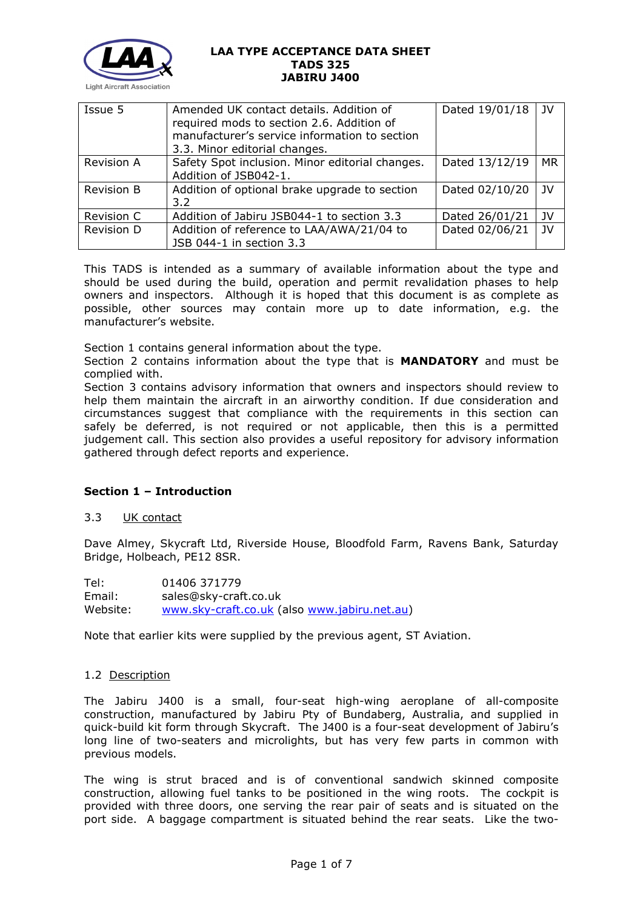**LAA TYPE ACCEPTANCE DATA SHEET**
**TADS 325**
**JABIRU J400**

| | | | |
|---|---|---|---|
| Issue 5 | Amended UK contact details. Addition of required mods to section 2.6. Addition of manufacturer's service information to section 3.3. Minor editorial changes. | Dated 19/01/18 | JV |
| Revision A | Safety Spot inclusion. Minor editorial changes. Addition of JSB042-1. | Dated 13/12/19 | MR |
| Revision B | Addition of optional brake upgrade to section 3.2 | Dated 02/10/20 | JV |
| Revision C | Addition of Jabiru JSB044-1 to section 3.3 | Dated 26/01/21 | JV |
| Revision D | Addition of reference to LAA/AWA/21/04 to JSB 044-1 in section 3.3 | Dated 02/06/21 | JV |

This TADS is intended as a summary of available information about the type and should be used during the build, operation and permit revalidation phases to help owners and inspectors. Although it is hoped that this document is as complete as possible, other sources may contain more up to date information, e.g. the manufacturer's website.

Section 1 contains general information about the type.
Section 2 contains information about the type that is **MANDATORY** and must be complied with.
Section 3 contains advisory information that owners and inspectors should review to help them maintain the aircraft in an airworthy condition. If due consideration and circumstances suggest that compliance with the requirements in this section can safely be deferred, is not required or not applicable, then this is a permitted judgement call. This section also provides a useful repository for advisory information gathered through defect reports and experience.

## Section 1 – Introduction

### 3.3 UK contact

Dave Almey, Skycraft Ltd, Riverside House, Bloodfold Farm, Ravens Bank, Saturday Bridge, Holbeach, PE12 8SR.

Tel: 01406 371779
Email: sales@sky-craft.co.uk
Website: www.sky-craft.co.uk (also www.jabiru.net.au)

Note that earlier kits were supplied by the previous agent, ST Aviation.

### 1.2 Description

The Jabiru J400 is a small, four-seat high-wing aeroplane of all-composite construction, manufactured by Jabiru Pty of Bundaberg, Australia, and supplied in quick-build kit form through Skycraft. The J400 is a four-seat development of Jabiru's long line of two-seaters and microlights, but has very few parts in common with previous models.

The wing is strut braced and is of conventional sandwich skinned composite construction, allowing fuel tanks to be positioned in the wing roots. The cockpit is provided with three doors, one serving the rear pair of seats and is situated on the port side. A baggage compartment is situated behind the rear seats. Like the two-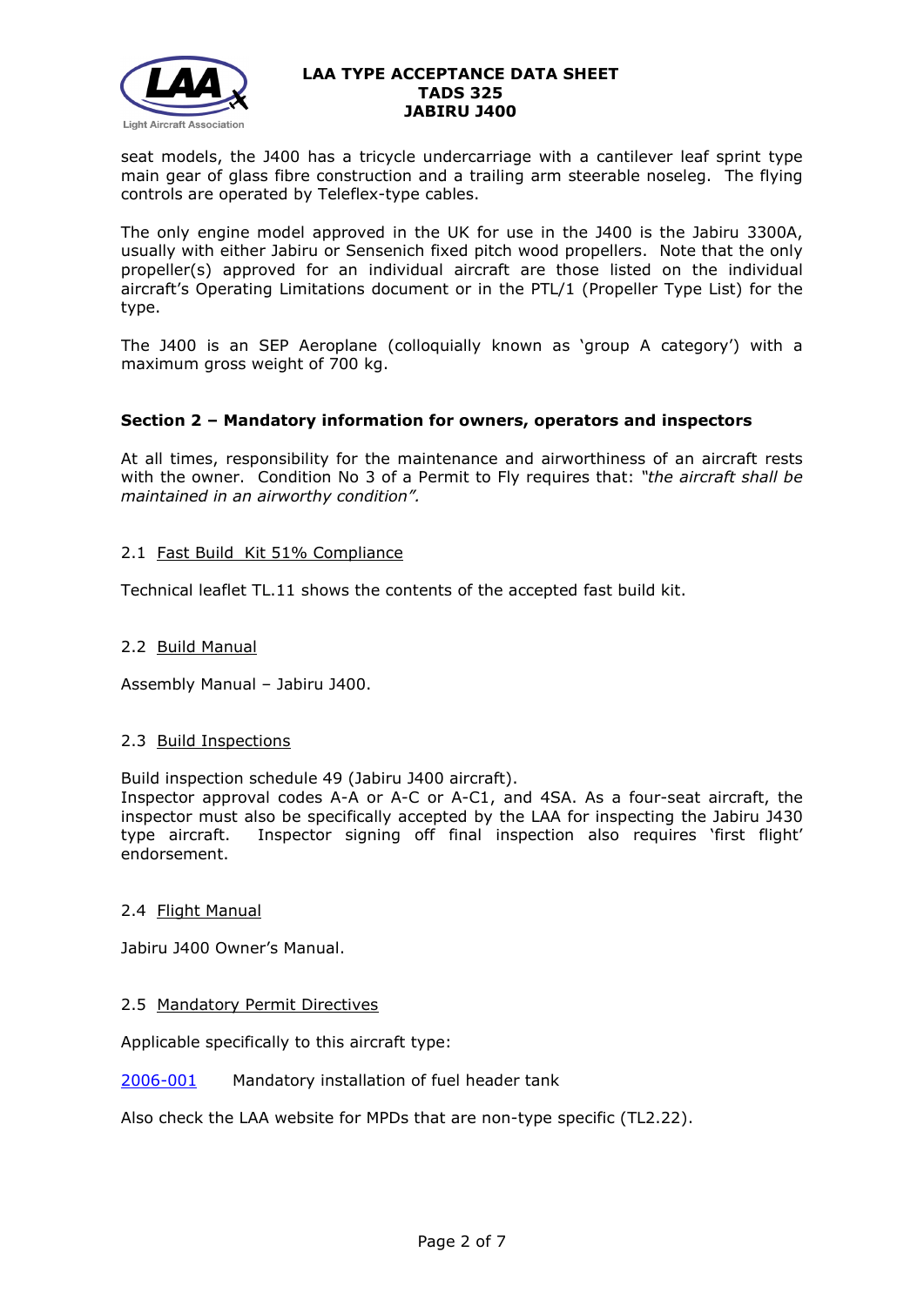seat models, the J400 has a tricycle undercarriage with a cantilever leaf sprint type main gear of glass fibre construction and a trailing arm steerable noseleg. The flying controls are operated by Teleflex-type cables.

The only engine model approved in the UK for use in the J400 is the Jabiru 3300A, usually with either Jabiru or Sensenich fixed pitch wood propellers. Note that the only propeller(s) approved for an individual aircraft are those listed on the individual aircraft's Operating Limitations document or in the PTL/1 (Propeller Type List) for the type.

The J400 is an SEP Aeroplane (colloquially known as 'group A category') with a maximum gross weight of 700 kg.

## Section 2 – Mandatory information for owners, operators and inspectors

At all times, responsibility for the maintenance and airworthiness of an aircraft rests with the owner. Condition No 3 of a Permit to Fly requires that: *"the aircraft shall be maintained in an airworthy condition".*

### 2.1 Fast Build Kit 51% Compliance

Technical leaflet TL.11 shows the contents of the accepted fast build kit.

### 2.2 Build Manual

Assembly Manual – Jabiru J400.

### 2.3 Build Inspections

Build inspection schedule 49 (Jabiru J400 aircraft).
Inspector approval codes A-A or A-C or A-C1, and 4SA. As a four-seat aircraft, the inspector must also be specifically accepted by the LAA for inspecting the Jabiru J430 type aircraft. Inspector signing off final inspection also requires 'first flight' endorsement.

### 2.4 Flight Manual

Jabiru J400 Owner's Manual.

### 2.5 Mandatory Permit Directives

Applicable specifically to this aircraft type:

2006-001 Mandatory installation of fuel header tank

Also check the LAA website for MPDs that are non-type specific (TL2.22).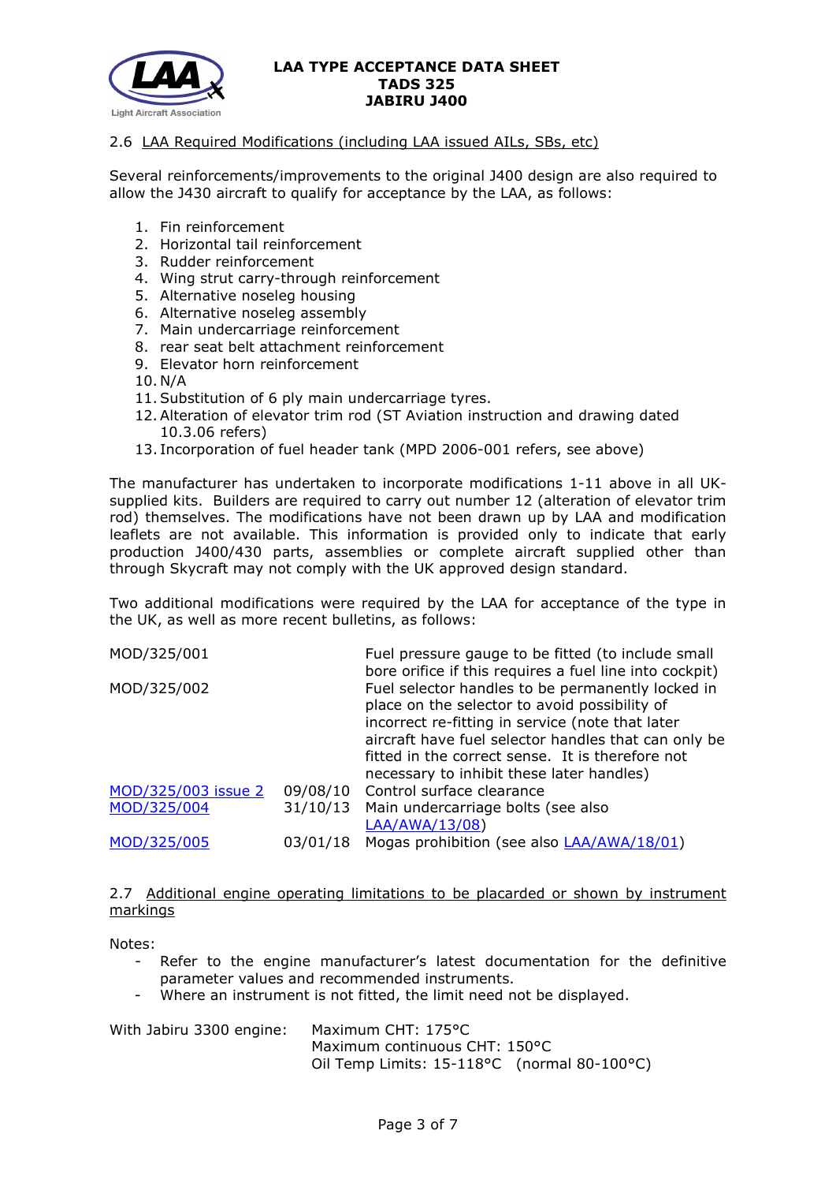### 2.6 LAA Required Modifications (including LAA issued AILs, SBs, etc)

Several reinforcements/improvements to the original J400 design are also required to allow the J430 aircraft to qualify for acceptance by the LAA, as follows:

1. Fin reinforcement
2. Horizontal tail reinforcement
3. Rudder reinforcement
4. Wing strut carry-through reinforcement
5. Alternative noseleg housing
6. Alternative noseleg assembly
7. Main undercarriage reinforcement
8. rear seat belt attachment reinforcement
9. Elevator horn reinforcement
10. N/A
11. Substitution of 6 ply main undercarriage tyres.
12. Alteration of elevator trim rod (ST Aviation instruction and drawing dated 10.3.06 refers)
13. Incorporation of fuel header tank (MPD 2006-001 refers, see above)

The manufacturer has undertaken to incorporate modifications 1-11 above in all UK-supplied kits. Builders are required to carry out number 12 (alteration of elevator trim rod) themselves. The modifications have not been drawn up by LAA and modification leaflets are not available. This information is provided only to indicate that early production J400/430 parts, assemblies or complete aircraft supplied other than through Skycraft may not comply with the UK approved design standard.

Two additional modifications were required by the LAA for acceptance of the type in the UK, as well as more recent bulletins, as follows:

| | | |
|---|---|---|
| MOD/325/001 | | Fuel pressure gauge to be fitted (to include small bore orifice if this requires a fuel line into cockpit) |
| MOD/325/002 | | Fuel selector handles to be permanently locked in place on the selector to avoid possibility of incorrect re-fitting in service (note that later aircraft have fuel selector handles that can only be fitted in the correct sense. It is therefore not necessary to inhibit these later handles) |
| MOD/325/003 issue 2 | 09/08/10 | Control surface clearance |
| MOD/325/004 | 31/10/13 | Main undercarriage bolts (see also LAA/AWA/13/08) |
| MOD/325/005 | 03/01/18 | Mogas prohibition (see also LAA/AWA/18/01) |

### 2.7 Additional engine operating limitations to be placarded or shown by instrument markings

Notes:

- Refer to the engine manufacturer's latest documentation for the definitive parameter values and recommended instruments.
- Where an instrument is not fitted, the limit need not be displayed.

With Jabiru 3300 engine:
Maximum CHT: 175°C
Maximum continuous CHT: 150°C
Oil Temp Limits: 15-118°C (normal 80-100°C)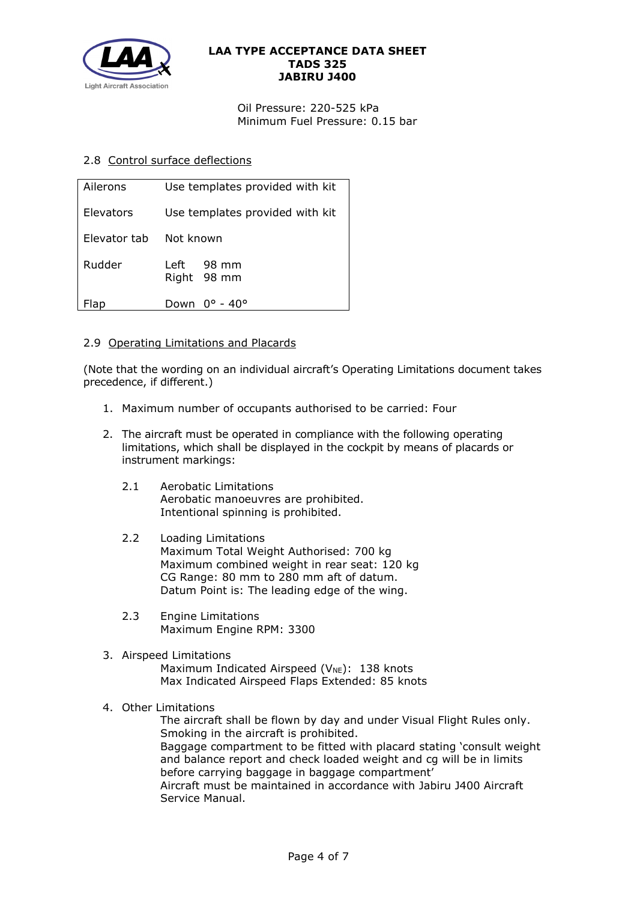Oil Pressure: 220-525 kPa
Minimum Fuel Pressure: 0.15 bar

## 2.8 Control surface deflections

| | |
|---|---|
| Ailerons | Use templates provided with kit |
| Elevators | Use templates provided with kit |
| Elevator tab | Not known |
| Rudder | Left 98 mm<br>Right 98 mm |
| Flap | Down 0° - 40° |

## 2.9 Operating Limitations and Placards

(Note that the wording on an individual aircraft's Operating Limitations document takes precedence, if different.)

1. Maximum number of occupants authorised to be carried: Four

2. The aircraft must be operated in compliance with the following operating limitations, which shall be displayed in the cockpit by means of placards or instrument markings:

   2.1 Aerobatic Limitations
   Aerobatic manoeuvres are prohibited.
   Intentional spinning is prohibited.

   2.2 Loading Limitations
   Maximum Total Weight Authorised: 700 kg
   Maximum combined weight in rear seat: 120 kg
   CG Range: 80 mm to 280 mm aft of datum.
   Datum Point is: The leading edge of the wing.

   2.3 Engine Limitations
   Maximum Engine RPM: 3300

3. Airspeed Limitations
   Maximum Indicated Airspeed ($V_{NE}$): 138 knots
   Max Indicated Airspeed Flaps Extended: 85 knots

4. Other Limitations
   The aircraft shall be flown by day and under Visual Flight Rules only.
   Smoking in the aircraft is prohibited.
   Baggage compartment to be fitted with placard stating 'consult weight and balance report and check loaded weight and cg will be in limits before carrying baggage in baggage compartment'
   Aircraft must be maintained in accordance with Jabiru J400 Aircraft Service Manual.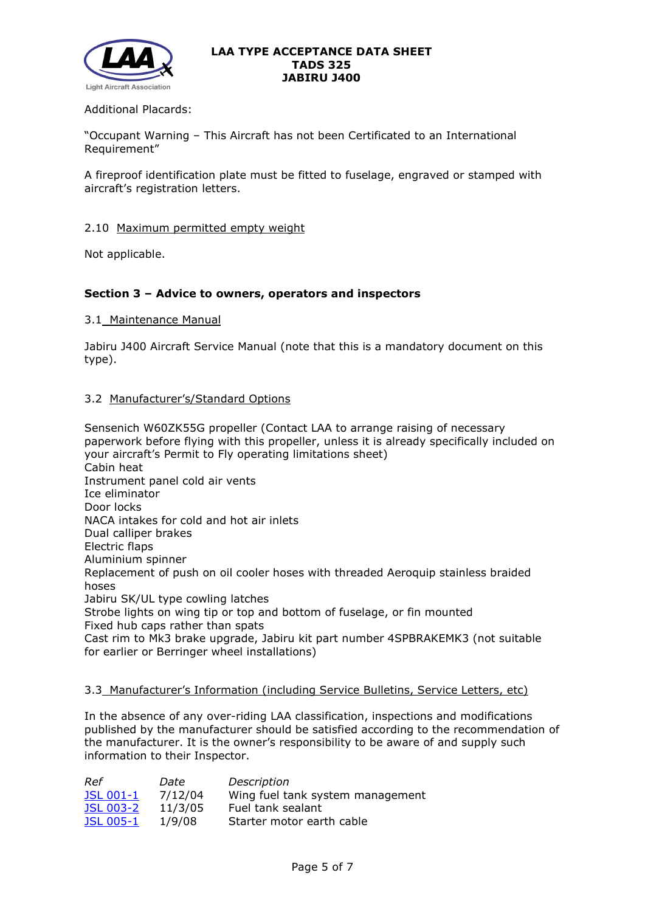Additional Placards:

"Occupant Warning – This Aircraft has not been Certificated to an International Requirement"

A fireproof identification plate must be fitted to fuselage, engraved or stamped with aircraft's registration letters.

### 2.10 Maximum permitted empty weight

Not applicable.

## Section 3 – Advice to owners, operators and inspectors

### 3.1 Maintenance Manual

Jabiru J400 Aircraft Service Manual (note that this is a mandatory document on this type).

### 3.2 Manufacturer's/Standard Options

Sensenich W60ZK55G propeller (Contact LAA to arrange raising of necessary paperwork before flying with this propeller, unless it is already specifically included on your aircraft's Permit to Fly operating limitations sheet)
Cabin heat
Instrument panel cold air vents
Ice eliminator
Door locks
NACA intakes for cold and hot air inlets
Dual calliper brakes
Electric flaps
Aluminium spinner
Replacement of push on oil cooler hoses with threaded Aeroquip stainless braided hoses
Jabiru SK/UL type cowling latches
Strobe lights on wing tip or top and bottom of fuselage, or fin mounted
Fixed hub caps rather than spats
Cast rim to Mk3 brake upgrade, Jabiru kit part number 4SPBRAKEMK3 (not suitable for earlier or Berringer wheel installations)

### 3.3 Manufacturer's Information (including Service Bulletins, Service Letters, etc)

In the absence of any over-riding LAA classification, inspections and modifications published by the manufacturer should be satisfied according to the recommendation of the manufacturer. It is the owner's responsibility to be aware of and supply such information to their Inspector.

| *Ref* | *Date* | *Description* |
|---|---|---|
| JSL 001-1 | 7/12/04 | Wing fuel tank system management |
| JSL 003-2 | 11/3/05 | Fuel tank sealant |
| JSL 005-1 | 1/9/08 | Starter motor earth cable |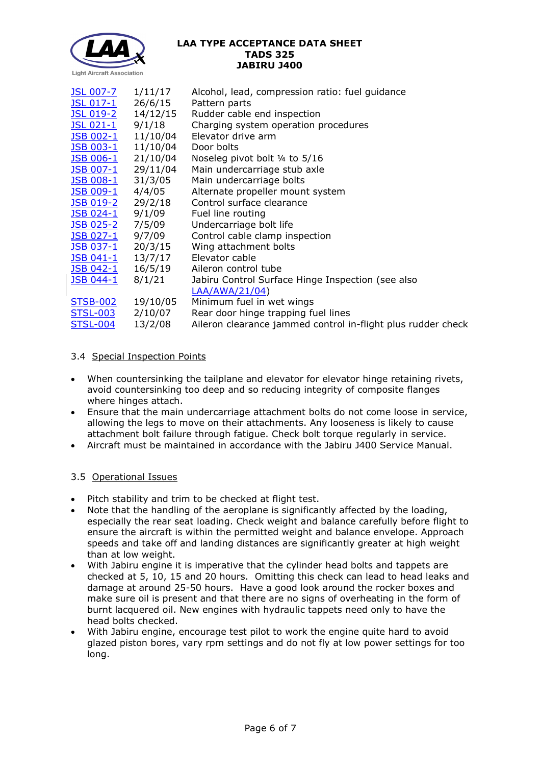| | | |
|---|---|---|
| JSL 007-7 | 1/11/17 | Alcohol, lead, compression ratio: fuel guidance |
| JSL 017-1 | 26/6/15 | Pattern parts |
| JSL 019-2 | 14/12/15 | Rudder cable end inspection |
| JSL 021-1 | 9/1/18 | Charging system operation procedures |
| JSB 002-1 | 11/10/04 | Elevator drive arm |
| JSB 003-1 | 11/10/04 | Door bolts |
| JSB 006-1 | 21/10/04 | Noseleg pivot bolt ¼ to 5/16 |
| JSB 007-1 | 29/11/04 | Main undercarriage stub axle |
| JSB 008-1 | 31/3/05 | Main undercarriage bolts |
| JSB 009-1 | 4/4/05 | Alternate propeller mount system |
| JSB 019-2 | 29/2/18 | Control surface clearance |
| JSB 024-1 | 9/1/09 | Fuel line routing |
| JSB 025-2 | 7/5/09 | Undercarriage bolt life |
| JSB 027-1 | 9/7/09 | Control cable clamp inspection |
| JSB 037-1 | 20/3/15 | Wing attachment bolts |
| JSB 041-1 | 13/7/17 | Elevator cable |
| JSB 042-1 | 16/5/19 | Aileron control tube |
| JSB 044-1 | 8/1/21 | Jabiru Control Surface Hinge Inspection (see also LAA/AWA/21/04) |
| STSB-002 | 19/10/05 | Minimum fuel in wet wings |
| STSL-003 | 2/10/07 | Rear door hinge trapping fuel lines |
| STSL-004 | 13/2/08 | Aileron clearance jammed control in-flight plus rudder check |

### 3.4 Special Inspection Points

- When countersinking the tailplane and elevator for elevator hinge retaining rivets, avoid countersinking too deep and so reducing integrity of composite flanges where hinges attach.
- Ensure that the main undercarriage attachment bolts do not come loose in service, allowing the legs to move on their attachments. Any looseness is likely to cause attachment bolt failure through fatigue. Check bolt torque regularly in service.
- Aircraft must be maintained in accordance with the Jabiru J400 Service Manual.

### 3.5 Operational Issues

- Pitch stability and trim to be checked at flight test.
- Note that the handling of the aeroplane is significantly affected by the loading, especially the rear seat loading. Check weight and balance carefully before flight to ensure the aircraft is within the permitted weight and balance envelope. Approach speeds and take off and landing distances are significantly greater at high weight than at low weight.
- With Jabiru engine it is imperative that the cylinder head bolts and tappets are checked at 5, 10, 15 and 20 hours. Omitting this check can lead to head leaks and damage at around 25-50 hours. Have a good look around the rocker boxes and make sure oil is present and that there are no signs of overheating in the form of burnt lacquered oil. New engines with hydraulic tappets need only to have the head bolts checked.
- With Jabiru engine, encourage test pilot to work the engine quite hard to avoid glazed piston bores, vary rpm settings and do not fly at low power settings for too long.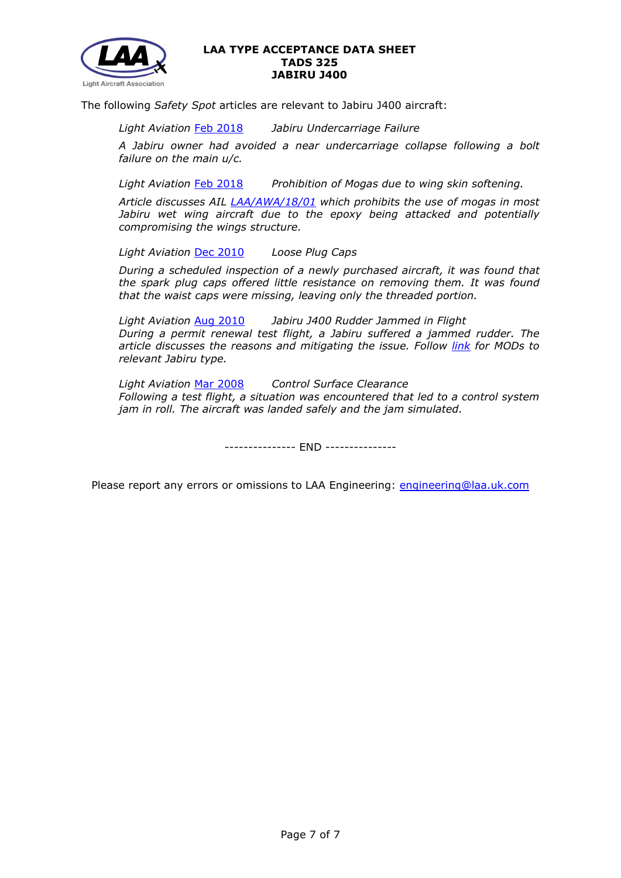The following *Safety Spot* articles are relevant to Jabiru J400 aircraft:

*Light Aviation* Feb 2018 *Jabiru Undercarriage Failure*

*A Jabiru owner had avoided a near undercarriage collapse following a bolt failure on the main u/c.*

*Light Aviation* Feb 2018 *Prohibition of Mogas due to wing skin softening.*

*Article discusses AIL LAA/AWA/18/01 which prohibits the use of mogas in most Jabiru wet wing aircraft due to the epoxy being attacked and potentially compromising the wings structure.*

*Light Aviation* Dec 2010 *Loose Plug Caps*

*During a scheduled inspection of a newly purchased aircraft, it was found that the spark plug caps offered little resistance on removing them. It was found that the waist caps were missing, leaving only the threaded portion.*

*Light Aviation* Aug 2010 *Jabiru J400 Rudder Jammed in Flight*
*During a permit renewal test flight, a Jabiru suffered a jammed rudder. The article discusses the reasons and mitigating the issue. Follow link for MODs to relevant Jabiru type.*

*Light Aviation* Mar 2008 *Control Surface Clearance*
*Following a test flight, a situation was encountered that led to a control system jam in roll. The aircraft was landed safely and the jam simulated.*

--------------- END ---------------

Please report any errors or omissions to LAA Engineering: engineering@laa.uk.com